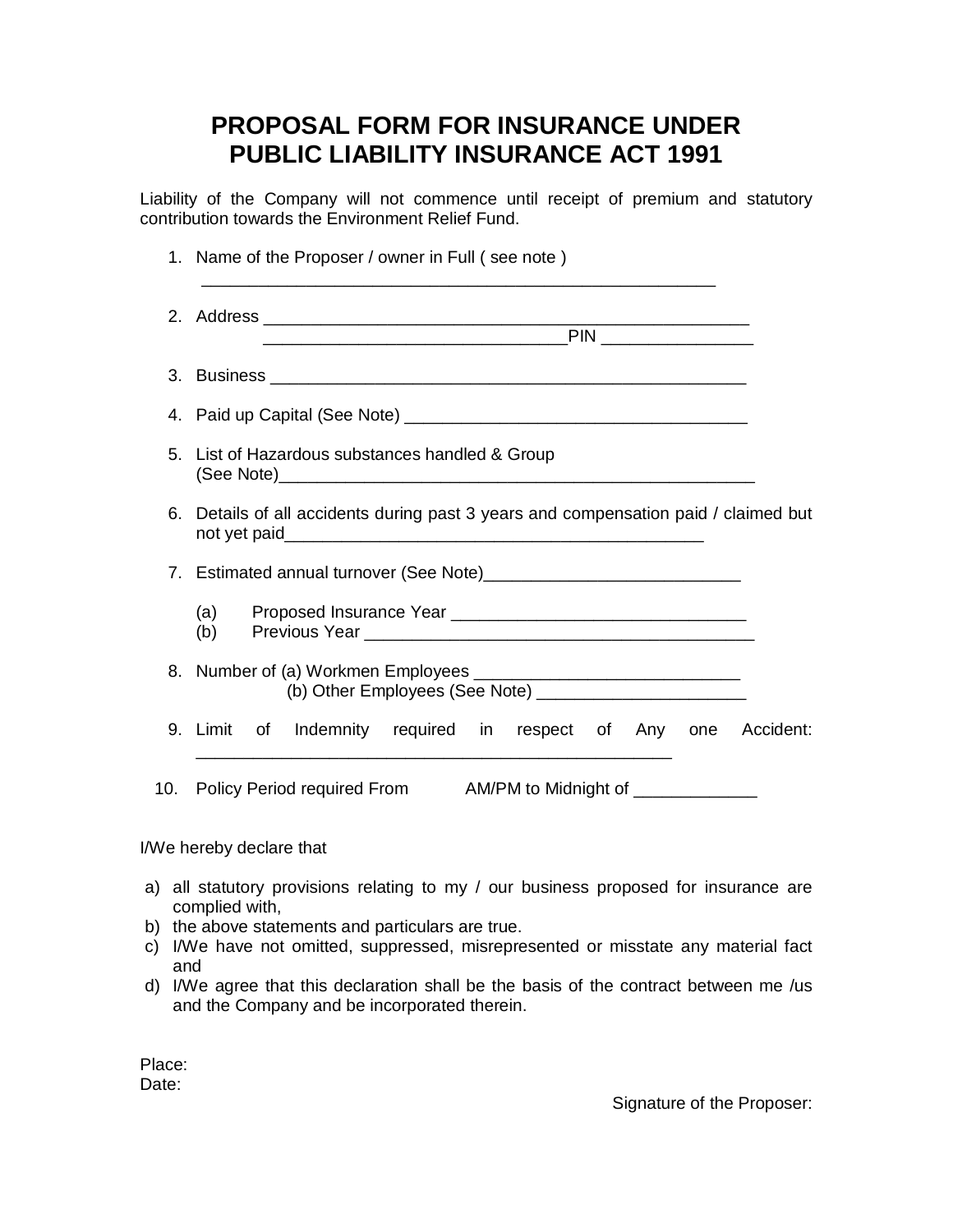# PROPOSAL FORM FOR INSURANCE UNDER PUBLIC LIABILITY INSURANCE ACT 1991

Liability of the Company will not commence until receipt of premium and statutory contribution towards the Environment Relief Fund.

1. Name of the Proposer / owner in Full ( see note )
   _______________________________________________________

2. Address ___________________________________________________
   ________________________________PIN ________________

3. Business ___________________________________________________

4. Paid up Capital (See Note) ____________________________________

5. List of Hazardous substances handled & Group
   (See Note)_______________________________________________

6. Details of all accidents during past 3 years and compensation paid / claimed but not yet paid_________________________________________

7. Estimated annual turnover (See Note)___________________________

   (a) Proposed Insurance Year _______________________________
   (b) Previous Year _______________________________________

8. Number of (a) Workmen Employees ____________________________
   (b) Other Employees (See Note) ______________________

9. Limit of Indemnity required in respect of Any one Accident:
   ___________________________________________________

10. Policy Period required From AM/PM to Midnight of _____________

I/We hereby declare that

a) all statutory provisions relating to my / our business proposed for insurance are complied with,
b) the above statements and particulars are true.
c) I/We have not omitted, suppressed, misrepresented or misstate any material fact and
d) I/We agree that this declaration shall be the basis of the contract between me /us and the Company and be incorporated therein.

Place:
Date:

Signature of the Proposer: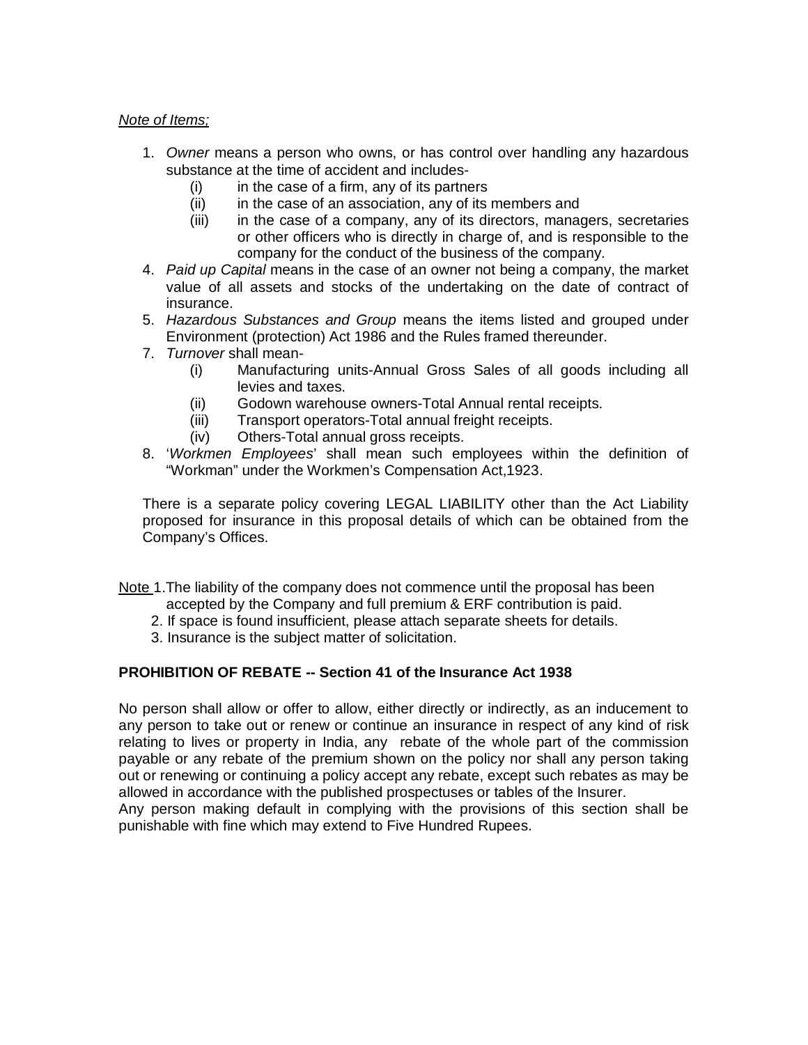*Note of Items;*

1. *Owner* means a person who owns, or has control over handling any hazardous substance at the time of accident and includes-
   (i) in the case of a firm, any of its partners
   (ii) in the case of an association, any of its members and
   (iii) in the case of a company, any of its directors, managers, secretaries or other officers who is directly in charge of, and is responsible to the company for the conduct of the business of the company.
4. *Paid up Capital* means in the case of an owner not being a company, the market value of all assets and stocks of the undertaking on the date of contract of insurance.
5. *Hazardous Substances and Group* means the items listed and grouped under Environment (protection) Act 1986 and the Rules framed thereunder.
7. *Turnover* shall mean-
   (i) Manufacturing units-Annual Gross Sales of all goods including all levies and taxes.
   (ii) Godown warehouse owners-Total Annual rental receipts.
   (iii) Transport operators-Total annual freight receipts.
   (iv) Others-Total annual gross receipts.
8. '*Workmen Employees*' shall mean such employees within the definition of "Workman" under the Workmen's Compensation Act,1923.

There is a separate policy covering LEGAL LIABILITY other than the Act Liability proposed for insurance in this proposal details of which can be obtained from the Company's Offices.

Note 1. The liability of the company does not commence until the proposal has been accepted by the Company and full premium & ERF contribution is paid.
2. If space is found insufficient, please attach separate sheets for details.
3. Insurance is the subject matter of solicitation.

**PROHIBITION OF REBATE -- Section 41 of the Insurance Act 1938**

No person shall allow or offer to allow, either directly or indirectly, as an inducement to any person to take out or renew or continue an insurance in respect of any kind of risk relating to lives or property in India, any rebate of the whole part of the commission payable or any rebate of the premium shown on the policy nor shall any person taking out or renewing or continuing a policy accept any rebate, except such rebates as may be allowed in accordance with the published prospectuses or tables of the Insurer.
Any person making default in complying with the provisions of this section shall be punishable with fine which may extend to Five Hundred Rupees.